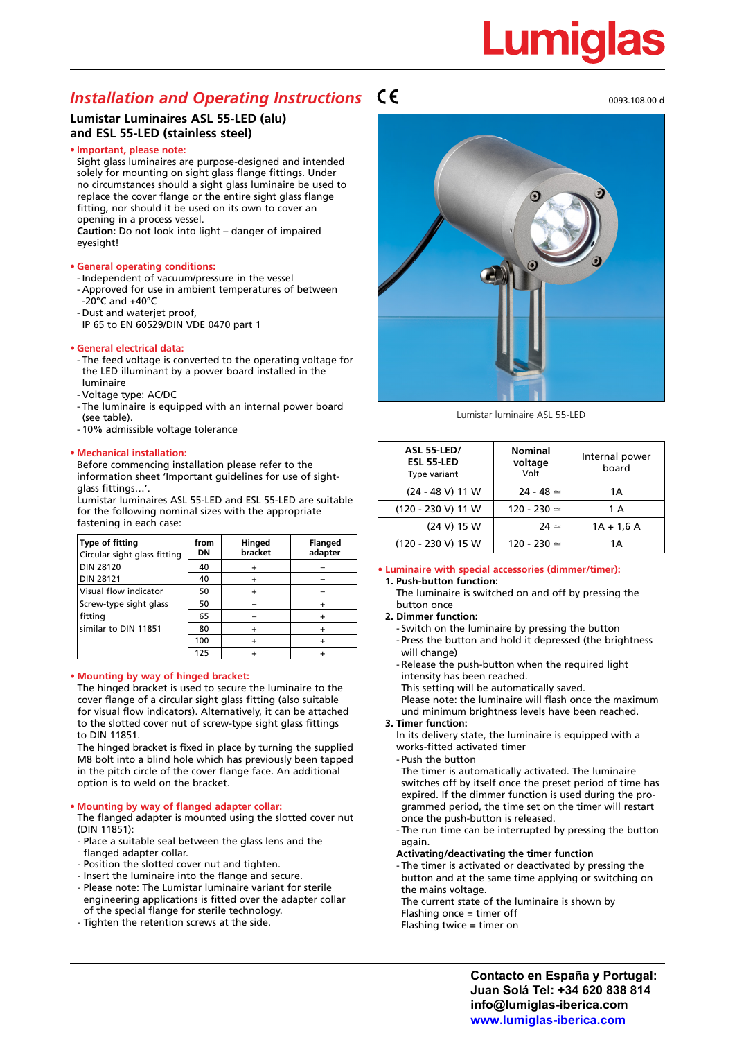# Lumiglas

## *Installation and Operating Instructions* CE

0093.108.00 d

### Lumistar Luminaires ASL 55-LED (alu) and ESL 55-LED (stainless steel)

**• Important, please note:**

Sight glass luminaires are purpose-designed and intended solely for mounting on sight glass flange fittings. Under no circumstances should a sight glass luminaire be used to replace the cover flange or the entire sight glass flange fitting, nor should it be used on its own to cover an opening in a process vessel.
**Caution:** Do not look into light – danger of impaired eyesight!

**• General operating conditions:**

- Independent of vacuum/pressure in the vessel
- Approved for use in ambient temperatures of between -20°C and +40°C
- Dust and waterjet proof, IP 65 to EN 60529/DIN VDE 0470 part 1

**• General electrical data:**

- The feed voltage is converted to the operating voltage for the LED illuminant by a power board installed in the luminaire
- Voltage type: AC/DC
- The luminaire is equipped with an internal power board (see table).
- 10% admissible voltage tolerance

**• Mechanical installation:**

Before commencing installation please refer to the information sheet 'Important guidelines for use of sight-glass fittings…'.
Lumistar luminaires ASL 55-LED and ESL 55-LED are suitable for the following nominal sizes with the appropriate fastening in each case:

| Type of fitting | from DN | Hinged bracket | Flanged adapter |
|---|---|---|---|
| Circular sight glass fitting | | | |
| DIN 28120 | 40 | + | – |
| DIN 28121 | 40 | + | – |
| Visual flow indicator | 50 | + | – |
| Screw-type sight glass | 50 | – | + |
| fitting | 65 | – | + |
| similar to DIN 11851 | 80 | + | + |
| | 100 | + | + |
| | 125 | + | + |

**• Mounting by way of hinged bracket:**

The hinged bracket is used to secure the luminaire to the cover flange of a circular sight glass fitting (also suitable for visual flow indicators). Alternatively, it can be attached to the slotted cover nut of screw-type sight glass fittings to DIN 11851.
The hinged bracket is fixed in place by turning the supplied M8 bolt into a blind hole which has previously been tapped in the pitch circle of the cover flange face. An additional option is to weld on the bracket.

**• Mounting by way of flanged adapter collar:**

The flanged adapter is mounted using the slotted cover nut (DIN 11851):

- Place a suitable seal between the glass lens and the flanged adapter collar.
- Position the slotted cover nut and tighten.
- Insert the luminaire into the flange and secure.
- Please note: The Lumistar luminaire variant for sterile engineering applications is fitted over the adapter collar of the special flange for sterile technology.
- Tighten the retention screws at the side.

Lumistar luminaire ASL 55-LED

| ASL 55-LED/ ESL 55-LED Type variant | Nominal voltage Volt | Internal power board |
|---|---|---|
| (24 - 48 V) 11 W | 24 - 48 ≃ | 1A |
| (120 - 230 V) 11 W | 120 - 230 ≃ | 1 A |
| (24 V) 15 W | 24 ≃ | 1A + 1,6 A |
| (120 - 230 V) 15 W | 120 - 230 ≃ | 1A |

**• Luminaire with special accessories (dimmer/timer):**

**1. Push-button function:**
The luminaire is switched on and off by pressing the button once

**2. Dimmer function:**

- Switch on the luminaire by pressing the button
- Press the button and hold it depressed (the brightness will change)
- Release the push-button when the required light intensity has been reached.
  This setting will be automatically saved.
  Please note: the luminaire will flash once the maximum und minimum brightness levels have been reached.

**3. Timer function:**
In its delivery state, the luminaire is equipped with a works-fitted activated timer

- Push the button
  The timer is automatically activated. The luminaire switches off by itself once the preset period of time has expired. If the dimmer function is used during the programmed period, the time set on the timer will restart once the push-button is released.
- The run time can be interrupted by pressing the button again.

**Activating/deactivating the timer function**

- The timer is activated or deactivated by pressing the button and at the same time applying or switching on the mains voltage.
  The current state of the luminaire is shown by
  Flashing once = timer off
  Flashing twice = timer on

**Contacto en España y Portugal:**
**Juan Solá Tel: +34 620 838 814**
**info@lumiglas-iberica.com**
**www.lumiglas-iberica.com**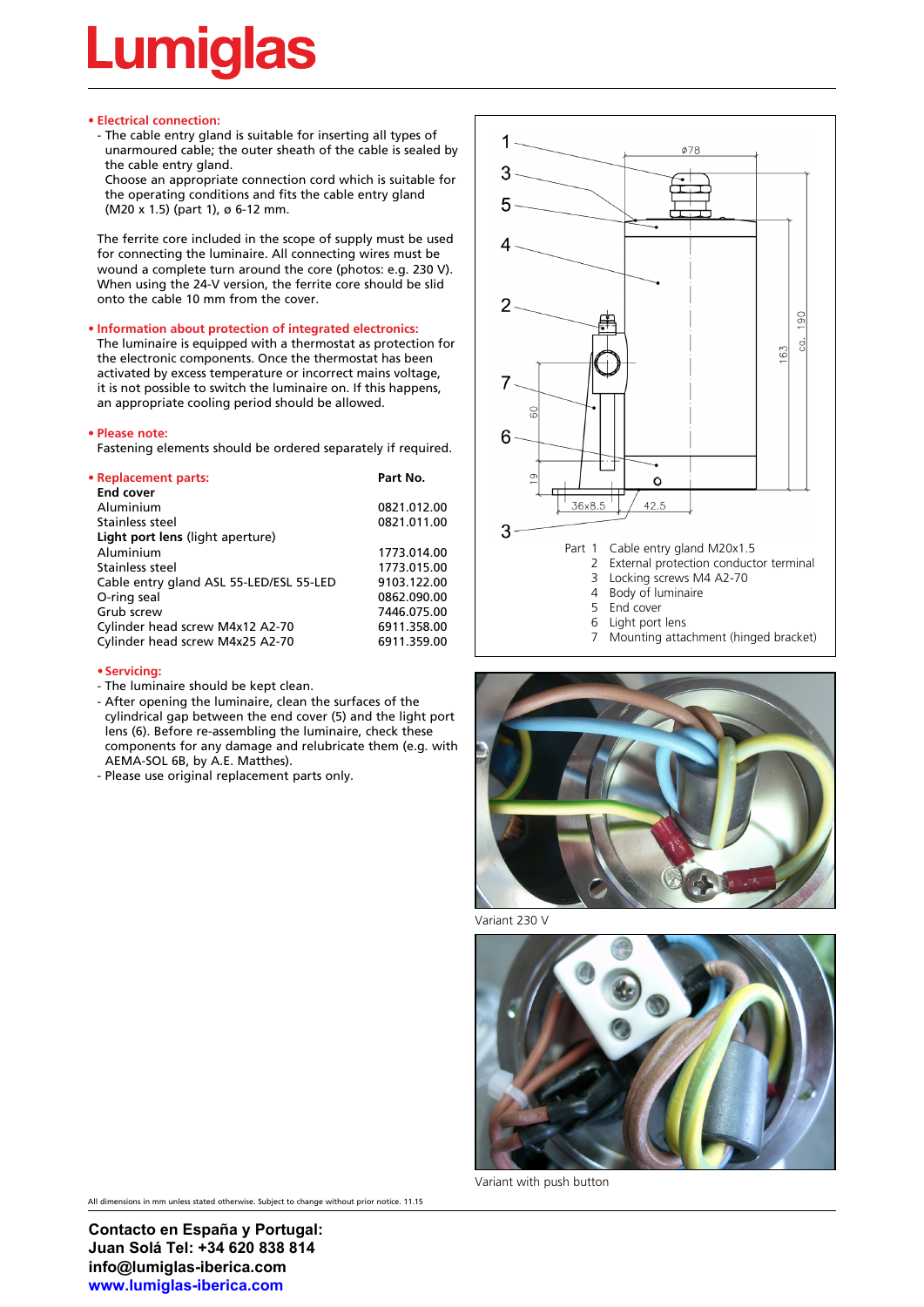# Lumiglas

**• Electrical connection:**

- The cable entry gland is suitable for inserting all types of unarmoured cable; the outer sheath of the cable is sealed by the cable entry gland.
  Choose an appropriate connection cord which is suitable for the operating conditions and fits the cable entry gland (M20 x 1.5) (part 1), ø 6-12 mm.

The ferrite core included in the scope of supply must be used for connecting the luminaire. All connecting wires must be wound a complete turn around the core (photos: e.g. 230 V). When using the 24-V version, the ferrite core should be slid onto the cable 10 mm from the cover.

**• Information about protection of integrated electronics:**

The luminaire is equipped with a thermostat as protection for the electronic components. Once the thermostat has been activated by excess temperature or incorrect mains voltage, it is not possible to switch the luminaire on. If this happens, an appropriate cooling period should be allowed.

**• Please note:**

Fastening elements should be ordered separately if required.

| • Replacement parts: | Part No. |
|---|---|
| **End cover** | |
| Aluminium | 0821.012.00 |
| Stainless steel | 0821.011.00 |
| **Light port lens** (light aperture) | |
| Aluminium | 1773.014.00 |
| Stainless steel | 1773.015.00 |
| Cable entry gland ASL 55-LED/ESL 55-LED | 9103.122.00 |
| O-ring seal | 0862.090.00 |
| Grub screw | 7446.075.00 |
| Cylinder head screw M4x12 A2-70 | 6911.358.00 |
| Cylinder head screw M4x25 A2-70 | 6911.359.00 |

**• Servicing:**

- The luminaire should be kept clean.
- After opening the luminaire, clean the surfaces of the cylindrical gap between the end cover (5) and the light port lens (6). Before re-assembling the luminaire, check these components for any damage and relubricate them (e.g. with AEMA-SOL 6B, by A.E. Matthes).
- Please use original replacement parts only.

1
3
5
4
2
7
6
3
ø78
163
ca. 190
60
19
36x8.5
42.5

Part 1 Cable entry gland M20x1.5
2 External protection conductor terminal
3 Locking screws M4 A2-70
4 Body of luminaire
5 End cover
6 Light port lens
7 Mounting attachment (hinged bracket)

Variant 230 V

Variant with push button

All dimensions in mm unless stated otherwise. Subject to change without prior notice. 11.15

**Contacto en España y Portugal:**
**Juan Solá Tel: +34 620 838 814**
**info@lumiglas-iberica.com**
**www.lumiglas-iberica.com**